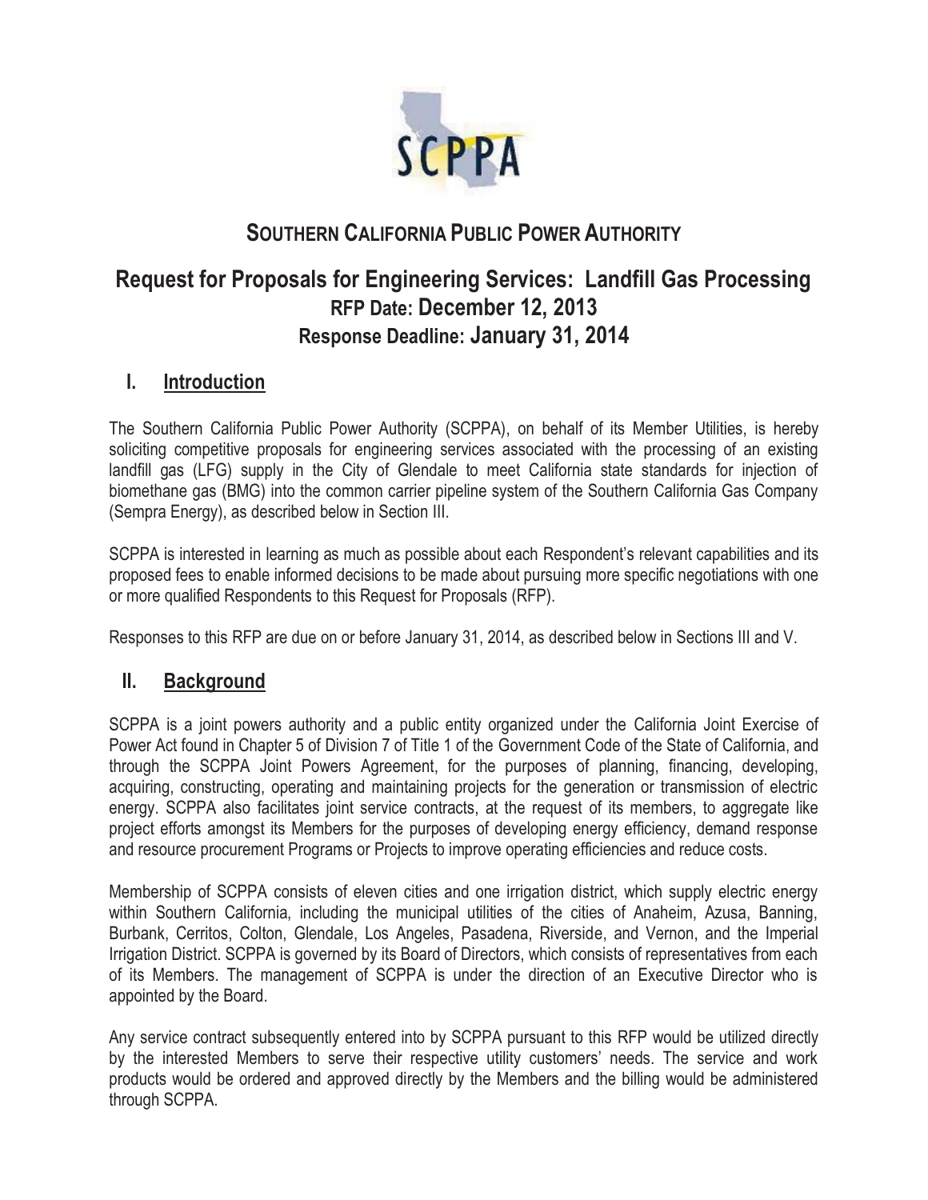SCPPA

# SOUTHERN CALIFORNIA PUBLIC POWER AUTHORITY

## Request for Proposals for Engineering Services: Landfill Gas Processing
## RFP Date: December 12, 2013
## Response Deadline: January 31, 2014

## I. Introduction

The Southern California Public Power Authority (SCPPA), on behalf of its Member Utilities, is hereby soliciting competitive proposals for engineering services associated with the processing of an existing landfill gas (LFG) supply in the City of Glendale to meet California state standards for injection of biomethane gas (BMG) into the common carrier pipeline system of the Southern California Gas Company (Sempra Energy), as described below in Section III.

SCPPA is interested in learning as much as possible about each Respondent's relevant capabilities and its proposed fees to enable informed decisions to be made about pursuing more specific negotiations with one or more qualified Respondents to this Request for Proposals (RFP).

Responses to this RFP are due on or before January 31, 2014, as described below in Sections III and V.

## II. Background

SCPPA is a joint powers authority and a public entity organized under the California Joint Exercise of Power Act found in Chapter 5 of Division 7 of Title 1 of the Government Code of the State of California, and through the SCPPA Joint Powers Agreement, for the purposes of planning, financing, developing, acquiring, constructing, operating and maintaining projects for the generation or transmission of electric energy. SCPPA also facilitates joint service contracts, at the request of its members, to aggregate like project efforts amongst its Members for the purposes of developing energy efficiency, demand response and resource procurement Programs or Projects to improve operating efficiencies and reduce costs.

Membership of SCPPA consists of eleven cities and one irrigation district, which supply electric energy within Southern California, including the municipal utilities of the cities of Anaheim, Azusa, Banning, Burbank, Cerritos, Colton, Glendale, Los Angeles, Pasadena, Riverside, and Vernon, and the Imperial Irrigation District. SCPPA is governed by its Board of Directors, which consists of representatives from each of its Members. The management of SCPPA is under the direction of an Executive Director who is appointed by the Board.

Any service contract subsequently entered into by SCPPA pursuant to this RFP would be utilized directly by the interested Members to serve their respective utility customers' needs. The service and work products would be ordered and approved directly by the Members and the billing would be administered through SCPPA.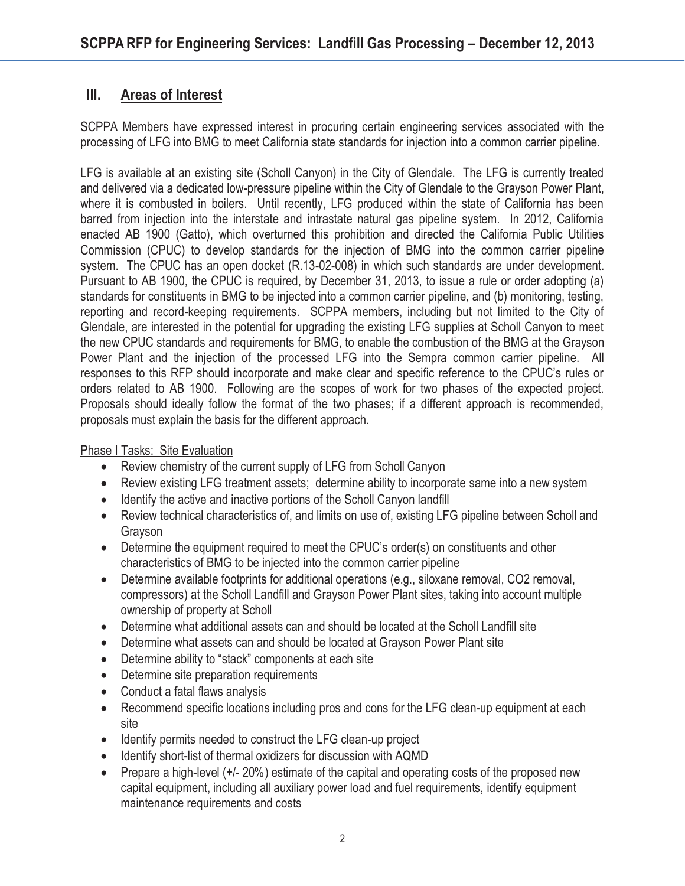## III. Areas of Interest

SCPPA Members have expressed interest in procuring certain engineering services associated with the processing of LFG into BMG to meet California state standards for injection into a common carrier pipeline.

LFG is available at an existing site (Scholl Canyon) in the City of Glendale. The LFG is currently treated and delivered via a dedicated low-pressure pipeline within the City of Glendale to the Grayson Power Plant, where it is combusted in boilers. Until recently, LFG produced within the state of California has been barred from injection into the interstate and intrastate natural gas pipeline system. In 2012, California enacted AB 1900 (Gatto), which overturned this prohibition and directed the California Public Utilities Commission (CPUC) to develop standards for the injection of BMG into the common carrier pipeline system. The CPUC has an open docket (R.13-02-008) in which such standards are under development. Pursuant to AB 1900, the CPUC is required, by December 31, 2013, to issue a rule or order adopting (a) standards for constituents in BMG to be injected into a common carrier pipeline, and (b) monitoring, testing, reporting and record-keeping requirements. SCPPA members, including but not limited to the City of Glendale, are interested in the potential for upgrading the existing LFG supplies at Scholl Canyon to meet the new CPUC standards and requirements for BMG, to enable the combustion of the BMG at the Grayson Power Plant and the injection of the processed LFG into the Sempra common carrier pipeline. All responses to this RFP should incorporate and make clear and specific reference to the CPUC's rules or orders related to AB 1900. Following are the scopes of work for two phases of the expected project. Proposals should ideally follow the format of the two phases; if a different approach is recommended, proposals must explain the basis for the different approach.

Phase I Tasks: Site Evaluation

- Review chemistry of the current supply of LFG from Scholl Canyon
- Review existing LFG treatment assets; determine ability to incorporate same into a new system
- Identify the active and inactive portions of the Scholl Canyon landfill
- Review technical characteristics of, and limits on use of, existing LFG pipeline between Scholl and Grayson
- Determine the equipment required to meet the CPUC's order(s) on constituents and other characteristics of BMG to be injected into the common carrier pipeline
- Determine available footprints for additional operations (e.g., siloxane removal, $CO_2$ removal, compressors) at the Scholl Landfill and Grayson Power Plant sites, taking into account multiple ownership of property at Scholl
- Determine what additional assets can and should be located at the Scholl Landfill site
- Determine what assets can and should be located at Grayson Power Plant site
- Determine ability to "stack" components at each site
- Determine site preparation requirements
- Conduct a fatal flaws analysis
- Recommend specific locations including pros and cons for the LFG clean-up equipment at each site
- Identify permits needed to construct the LFG clean-up project
- Identify short-list of thermal oxidizers for discussion with AQMD
- Prepare a high-level (+/- 20%) estimate of the capital and operating costs of the proposed new capital equipment, including all auxiliary power load and fuel requirements, identify equipment maintenance requirements and costs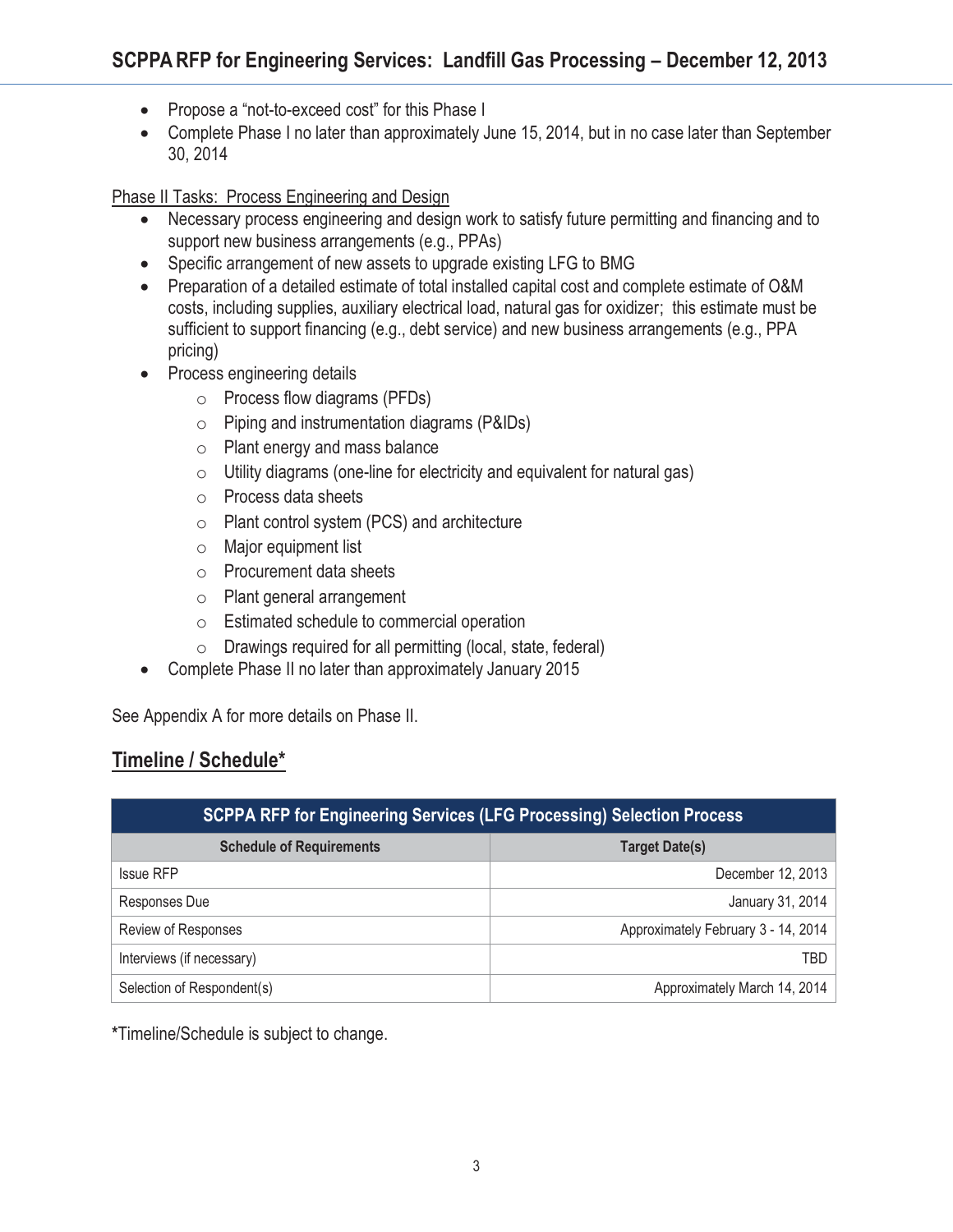- Propose a "not-to-exceed cost" for this Phase I
- Complete Phase I no later than approximately June 15, 2014, but in no case later than September 30, 2014

Phase II Tasks: Process Engineering and Design

- Necessary process engineering and design work to satisfy future permitting and financing and to support new business arrangements (e.g., PPAs)
- Specific arrangement of new assets to upgrade existing LFG to BMG
- Preparation of a detailed estimate of total installed capital cost and complete estimate of O&M costs, including supplies, auxiliary electrical load, natural gas for oxidizer; this estimate must be sufficient to support financing (e.g., debt service) and new business arrangements (e.g., PPA pricing)
- Process engineering details
  - Process flow diagrams (PFDs)
  - Piping and instrumentation diagrams (P&IDs)
  - Plant energy and mass balance
  - Utility diagrams (one-line for electricity and equivalent for natural gas)
  - Process data sheets
  - Plant control system (PCS) and architecture
  - Major equipment list
  - Procurement data sheets
  - Plant general arrangement
  - Estimated schedule to commercial operation
  - Drawings required for all permitting (local, state, federal)
- Complete Phase II no later than approximately January 2015

See Appendix A for more details on Phase II.

## Timeline / Schedule*

| SCPPA RFP for Engineering Services (LFG Processing) Selection Process | |
|---|---|
| **Schedule of Requirements** | **Target Date(s)** |
| Issue RFP | December 12, 2013 |
| Responses Due | January 31, 2014 |
| Review of Responses | Approximately February 3 - 14, 2014 |
| Interviews (if necessary) | TBD |
| Selection of Respondent(s) | Approximately March 14, 2014 |

*Timeline/Schedule is subject to change.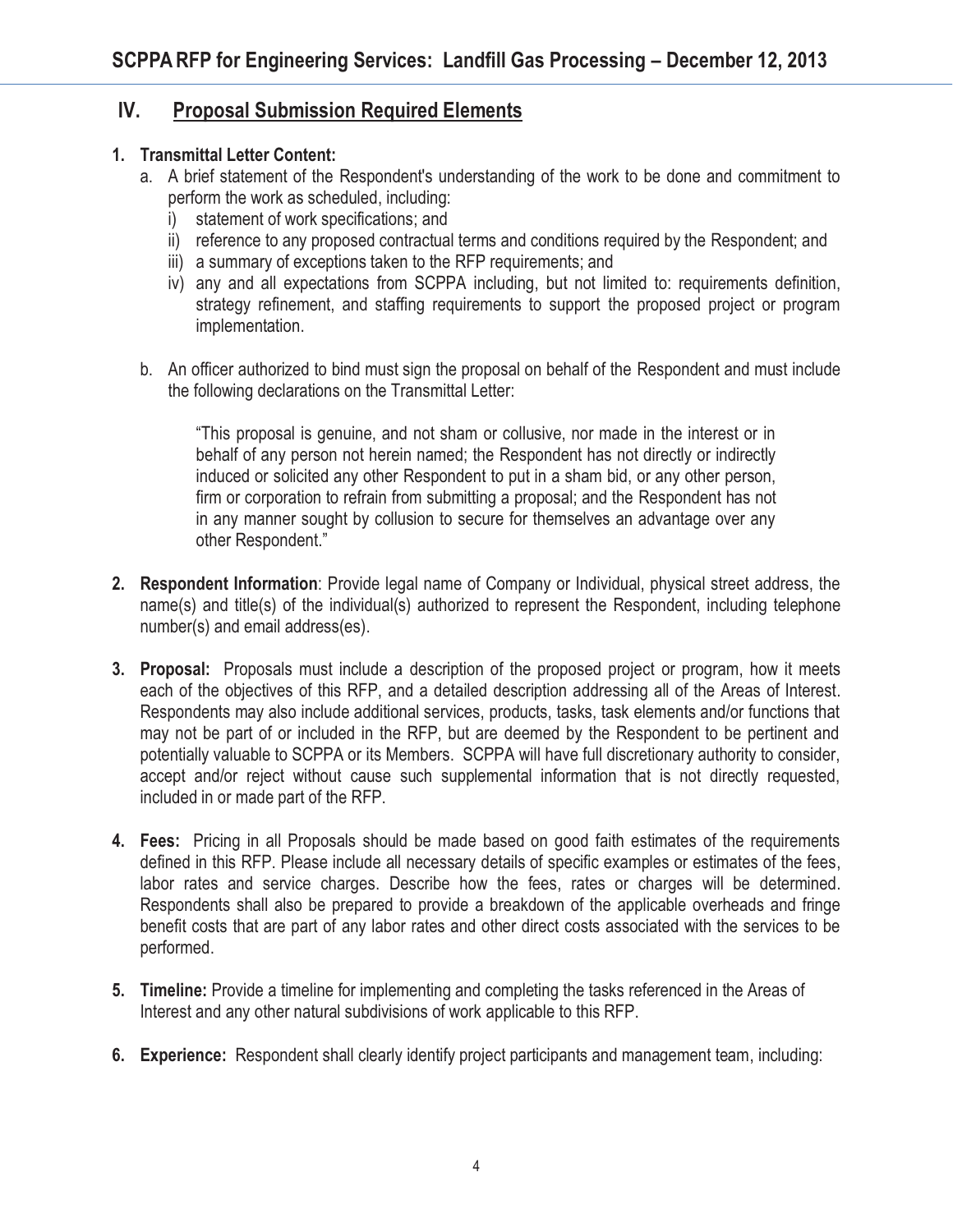## IV. Proposal Submission Required Elements

1. **Transmittal Letter Content:**
   a. A brief statement of the Respondent's understanding of the work to be done and commitment to perform the work as scheduled, including:
      i) statement of work specifications; and
      ii) reference to any proposed contractual terms and conditions required by the Respondent; and
      iii) a summary of exceptions taken to the RFP requirements; and
      iv) any and all expectations from SCPPA including, but not limited to: requirements definition, strategy refinement, and staffing requirements to support the proposed project or program implementation.

   b. An officer authorized to bind must sign the proposal on behalf of the Respondent and must include the following declarations on the Transmittal Letter:

      "This proposal is genuine, and not sham or collusive, nor made in the interest or in behalf of any person not herein named; the Respondent has not directly or indirectly induced or solicited any other Respondent to put in a sham bid, or any other person, firm or corporation to refrain from submitting a proposal; and the Respondent has not in any manner sought by collusion to secure for themselves an advantage over any other Respondent."

2. **Respondent Information**: Provide legal name of Company or Individual, physical street address, the name(s) and title(s) of the individual(s) authorized to represent the Respondent, including telephone number(s) and email address(es).

3. **Proposal:** Proposals must include a description of the proposed project or program, how it meets each of the objectives of this RFP, and a detailed description addressing all of the Areas of Interest. Respondents may also include additional services, products, tasks, task elements and/or functions that may not be part of or included in the RFP, but are deemed by the Respondent to be pertinent and potentially valuable to SCPPA or its Members. SCPPA will have full discretionary authority to consider, accept and/or reject without cause such supplemental information that is not directly requested, included in or made part of the RFP.

4. **Fees:** Pricing in all Proposals should be made based on good faith estimates of the requirements defined in this RFP. Please include all necessary details of specific examples or estimates of the fees, labor rates and service charges. Describe how the fees, rates or charges will be determined. Respondents shall also be prepared to provide a breakdown of the applicable overheads and fringe benefit costs that are part of any labor rates and other direct costs associated with the services to be performed.

5. **Timeline:** Provide a timeline for implementing and completing the tasks referenced in the Areas of Interest and any other natural subdivisions of work applicable to this RFP.

6. **Experience:** Respondent shall clearly identify project participants and management team, including: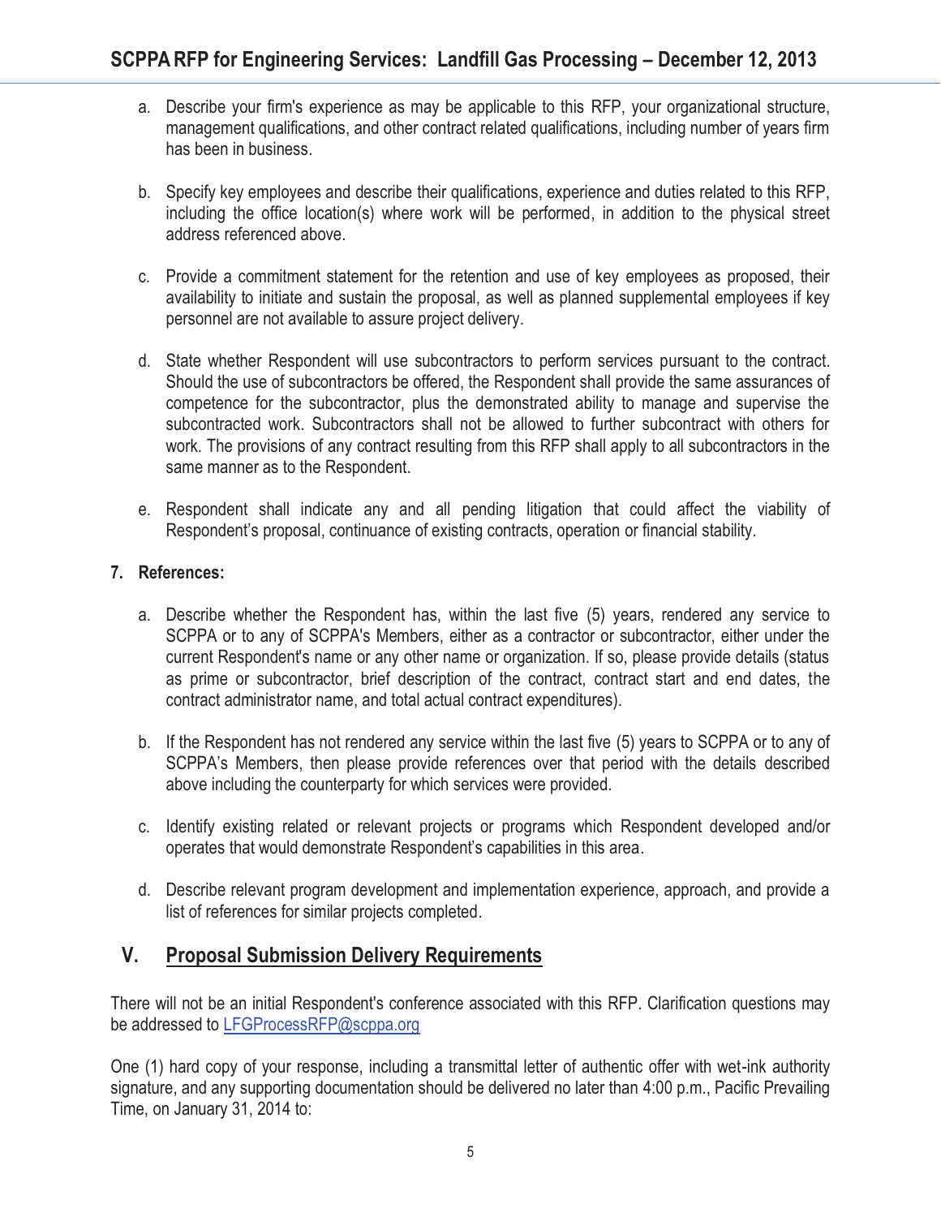a. Describe your firm's experience as may be applicable to this RFP, your organizational structure, management qualifications, and other contract related qualifications, including number of years firm has been in business.

b. Specify key employees and describe their qualifications, experience and duties related to this RFP, including the office location(s) where work will be performed, in addition to the physical street address referenced above.

c. Provide a commitment statement for the retention and use of key employees as proposed, their availability to initiate and sustain the proposal, as well as planned supplemental employees if key personnel are not available to assure project delivery.

d. State whether Respondent will use subcontractors to perform services pursuant to the contract. Should the use of subcontractors be offered, the Respondent shall provide the same assurances of competence for the subcontractor, plus the demonstrated ability to manage and supervise the subcontracted work. Subcontractors shall not be allowed to further subcontract with others for work. The provisions of any contract resulting from this RFP shall apply to all subcontractors in the same manner as to the Respondent.

e. Respondent shall indicate any and all pending litigation that could affect the viability of Respondent's proposal, continuance of existing contracts, operation or financial stability.

**7. References:**

a. Describe whether the Respondent has, within the last five (5) years, rendered any service to SCPPA or to any of SCPPA's Members, either as a contractor or subcontractor, either under the current Respondent's name or any other name or organization. If so, please provide details (status as prime or subcontractor, brief description of the contract, contract start and end dates, the contract administrator name, and total actual contract expenditures).

b. If the Respondent has not rendered any service within the last five (5) years to SCPPA or to any of SCPPA's Members, then please provide references over that period with the details described above including the counterparty for which services were provided.

c. Identify existing related or relevant projects or programs which Respondent developed and/or operates that would demonstrate Respondent's capabilities in this area.

d. Describe relevant program development and implementation experience, approach, and provide a list of references for similar projects completed.

## V. Proposal Submission Delivery Requirements

There will not be an initial Respondent's conference associated with this RFP. Clarification questions may be addressed to LFGProcessRFP@scppa.org

One (1) hard copy of your response, including a transmittal letter of authentic offer with wet-ink authority signature, and any supporting documentation should be delivered no later than 4:00 p.m., Pacific Prevailing Time, on January 31, 2014 to: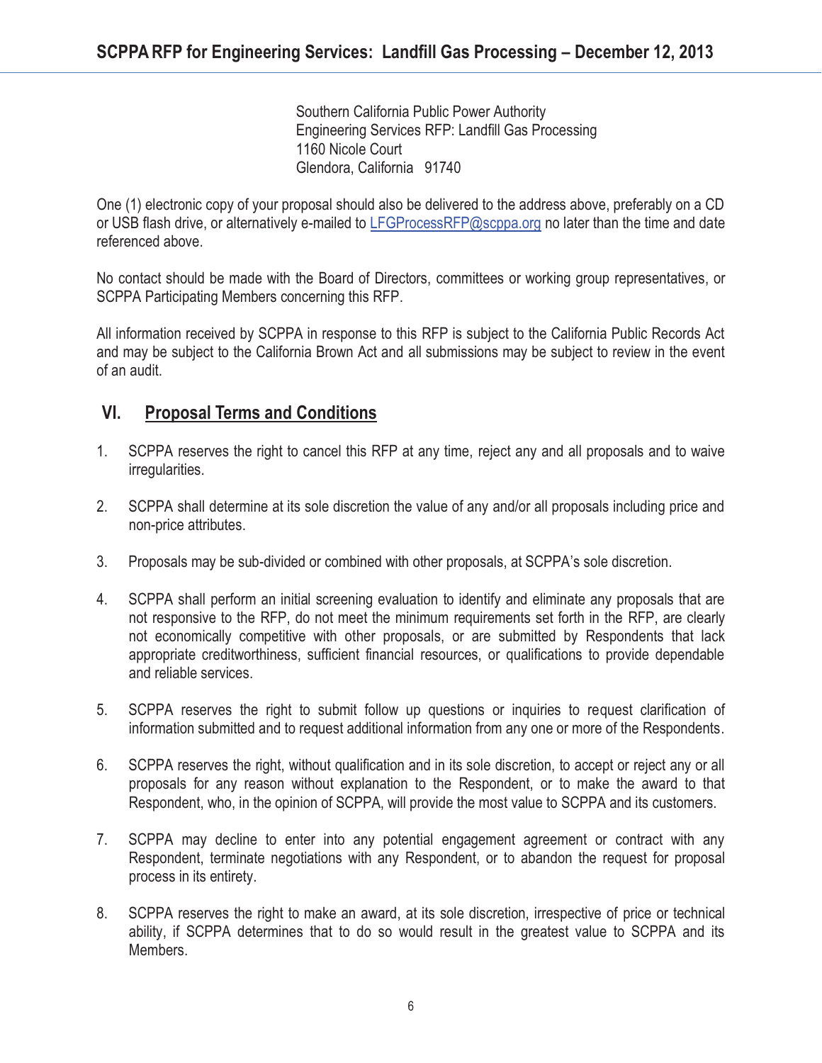Southern California Public Power Authority
Engineering Services RFP: Landfill Gas Processing
1160 Nicole Court
Glendora, California 91740

One (1) electronic copy of your proposal should also be delivered to the address above, preferably on a CD or USB flash drive, or alternatively e-mailed to LFGProcessRFP@scppa.org no later than the time and date referenced above.

No contact should be made with the Board of Directors, committees or working group representatives, or SCPPA Participating Members concerning this RFP.

All information received by SCPPA in response to this RFP is subject to the California Public Records Act and may be subject to the California Brown Act and all submissions may be subject to review in the event of an audit.

## VI. Proposal Terms and Conditions

1. SCPPA reserves the right to cancel this RFP at any time, reject any and all proposals and to waive irregularities.

2. SCPPA shall determine at its sole discretion the value of any and/or all proposals including price and non-price attributes.

3. Proposals may be sub-divided or combined with other proposals, at SCPPA's sole discretion.

4. SCPPA shall perform an initial screening evaluation to identify and eliminate any proposals that are not responsive to the RFP, do not meet the minimum requirements set forth in the RFP, are clearly not economically competitive with other proposals, or are submitted by Respondents that lack appropriate creditworthiness, sufficient financial resources, or qualifications to provide dependable and reliable services.

5. SCPPA reserves the right to submit follow up questions or inquiries to request clarification of information submitted and to request additional information from any one or more of the Respondents.

6. SCPPA reserves the right, without qualification and in its sole discretion, to accept or reject any or all proposals for any reason without explanation to the Respondent, or to make the award to that Respondent, who, in the opinion of SCPPA, will provide the most value to SCPPA and its customers.

7. SCPPA may decline to enter into any potential engagement agreement or contract with any Respondent, terminate negotiations with any Respondent, or to abandon the request for proposal process in its entirety.

8. SCPPA reserves the right to make an award, at its sole discretion, irrespective of price or technical ability, if SCPPA determines that to do so would result in the greatest value to SCPPA and its Members.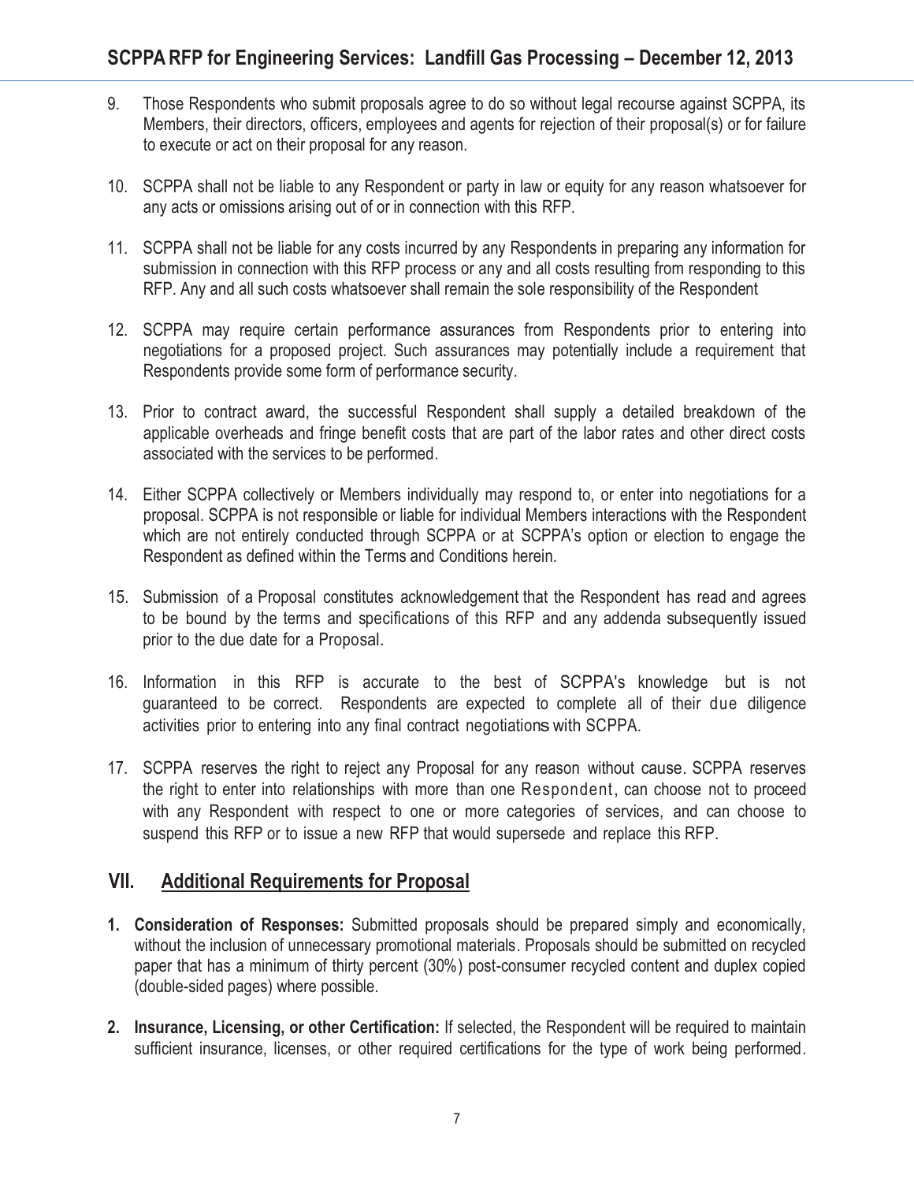9. Those Respondents who submit proposals agree to do so without legal recourse against SCPPA, its Members, their directors, officers, employees and agents for rejection of their proposal(s) or for failure to execute or act on their proposal for any reason.

10. SCPPA shall not be liable to any Respondent or party in law or equity for any reason whatsoever for any acts or omissions arising out of or in connection with this RFP.

11. SCPPA shall not be liable for any costs incurred by any Respondents in preparing any information for submission in connection with this RFP process or any and all costs resulting from responding to this RFP. Any and all such costs whatsoever shall remain the sole responsibility of the Respondent

12. SCPPA may require certain performance assurances from Respondents prior to entering into negotiations for a proposed project. Such assurances may potentially include a requirement that Respondents provide some form of performance security.

13. Prior to contract award, the successful Respondent shall supply a detailed breakdown of the applicable overheads and fringe benefit costs that are part of the labor rates and other direct costs associated with the services to be performed.

14. Either SCPPA collectively or Members individually may respond to, or enter into negotiations for a proposal. SCPPA is not responsible or liable for individual Members interactions with the Respondent which are not entirely conducted through SCPPA or at SCPPA's option or election to engage the Respondent as defined within the Terms and Conditions herein.

15. Submission of a Proposal constitutes acknowledgement that the Respondent has read and agrees to be bound by the terms and specifications of this RFP and any addenda subsequently issued prior to the due date for a Proposal.

16. Information in this RFP is accurate to the best of SCPPA's knowledge but is not guaranteed to be correct. Respondents are expected to complete all of their due diligence activities prior to entering into any final contract negotiations with SCPPA.

17. SCPPA reserves the right to reject any Proposal for any reason without cause. SCPPA reserves the right to enter into relationships with more than one Respondent, can choose not to proceed with any Respondent with respect to one or more categories of services, and can choose to suspend this RFP or to issue a new RFP that would supersede and replace this RFP.

## VII. Additional Requirements for Proposal

1. **Consideration of Responses:** Submitted proposals should be prepared simply and economically, without the inclusion of unnecessary promotional materials. Proposals should be submitted on recycled paper that has a minimum of thirty percent (30%) post-consumer recycled content and duplex copied (double-sided pages) where possible.

2. **Insurance, Licensing, or other Certification:** If selected, the Respondent will be required to maintain sufficient insurance, licenses, or other required certifications for the type of work being performed.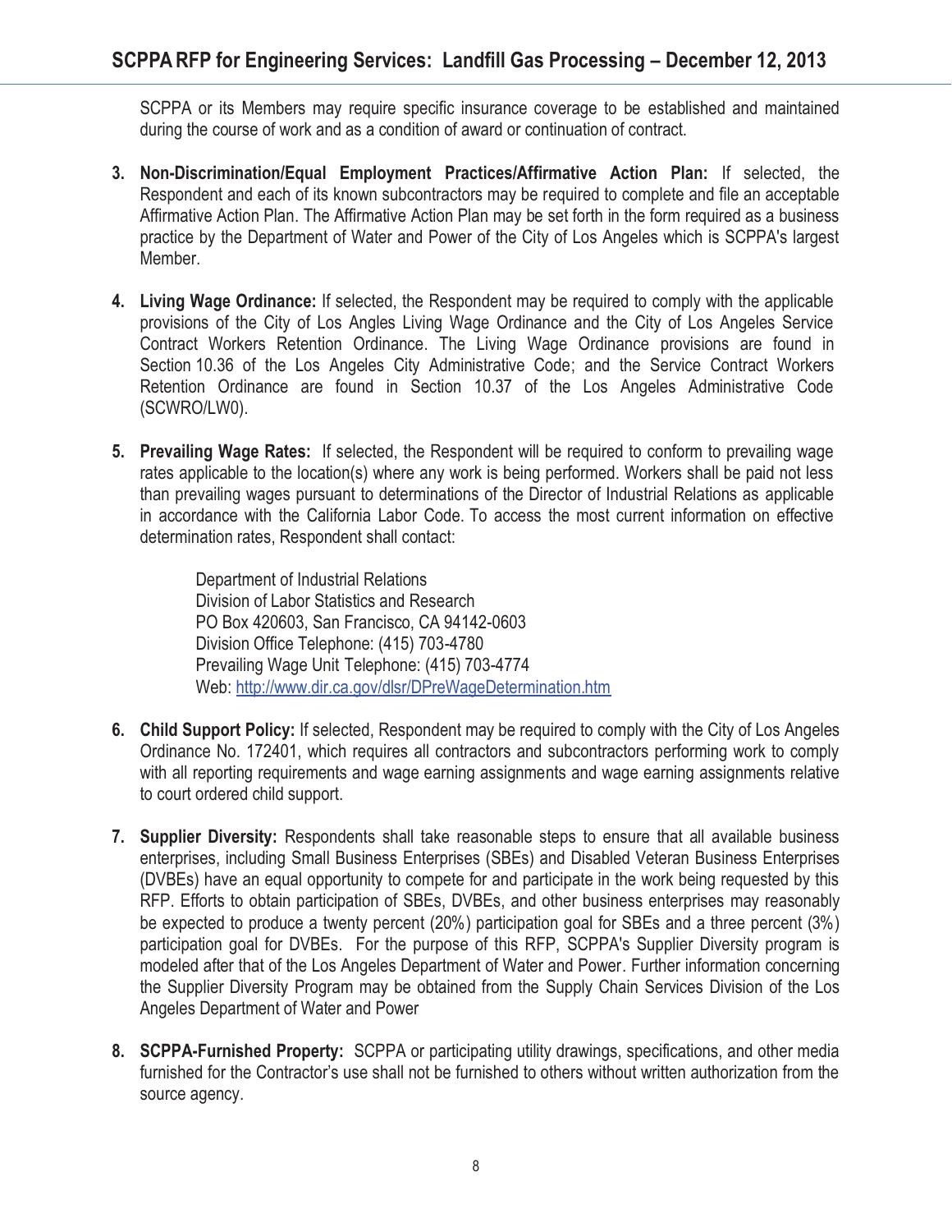SCPPA or its Members may require specific insurance coverage to be established and maintained during the course of work and as a condition of award or continuation of contract.

3. **Non-Discrimination/Equal Employment Practices/Affirmative Action Plan:** If selected, the Respondent and each of its known subcontractors may be required to complete and file an acceptable Affirmative Action Plan. The Affirmative Action Plan may be set forth in the form required as a business practice by the Department of Water and Power of the City of Los Angeles which is SCPPA's largest Member.

4. **Living Wage Ordinance:** If selected, the Respondent may be required to comply with the applicable provisions of the City of Los Angles Living Wage Ordinance and the City of Los Angeles Service Contract Workers Retention Ordinance. The Living Wage Ordinance provisions are found in Section 10.36 of the Los Angeles City Administrative Code; and the Service Contract Workers Retention Ordinance are found in Section 10.37 of the Los Angeles Administrative Code (SCWRO/LW0).

5. **Prevailing Wage Rates:** If selected, the Respondent will be required to conform to prevailing wage rates applicable to the location(s) where any work is being performed. Workers shall be paid not less than prevailing wages pursuant to determinations of the Director of Industrial Relations as applicable in accordance with the California Labor Code. To access the most current information on effective determination rates, Respondent shall contact:

   Department of Industrial Relations
   Division of Labor Statistics and Research
   PO Box 420603, San Francisco, CA 94142-0603
   Division Office Telephone: (415) 703-4780
   Prevailing Wage Unit Telephone: (415) 703-4774
   Web: http://www.dir.ca.gov/dlsr/DPreWageDetermination.htm

6. **Child Support Policy:** If selected, Respondent may be required to comply with the City of Los Angeles Ordinance No. 172401, which requires all contractors and subcontractors performing work to comply with all reporting requirements and wage earning assignments and wage earning assignments relative to court ordered child support.

7. **Supplier Diversity:** Respondents shall take reasonable steps to ensure that all available business enterprises, including Small Business Enterprises (SBEs) and Disabled Veteran Business Enterprises (DVBEs) have an equal opportunity to compete for and participate in the work being requested by this RFP. Efforts to obtain participation of SBEs, DVBEs, and other business enterprises may reasonably be expected to produce a twenty percent (20%) participation goal for SBEs and a three percent (3%) participation goal for DVBEs. For the purpose of this RFP, SCPPA's Supplier Diversity program is modeled after that of the Los Angeles Department of Water and Power. Further information concerning the Supplier Diversity Program may be obtained from the Supply Chain Services Division of the Los Angeles Department of Water and Power

8. **SCPPA-Furnished Property:** SCPPA or participating utility drawings, specifications, and other media furnished for the Contractor's use shall not be furnished to others without written authorization from the source agency.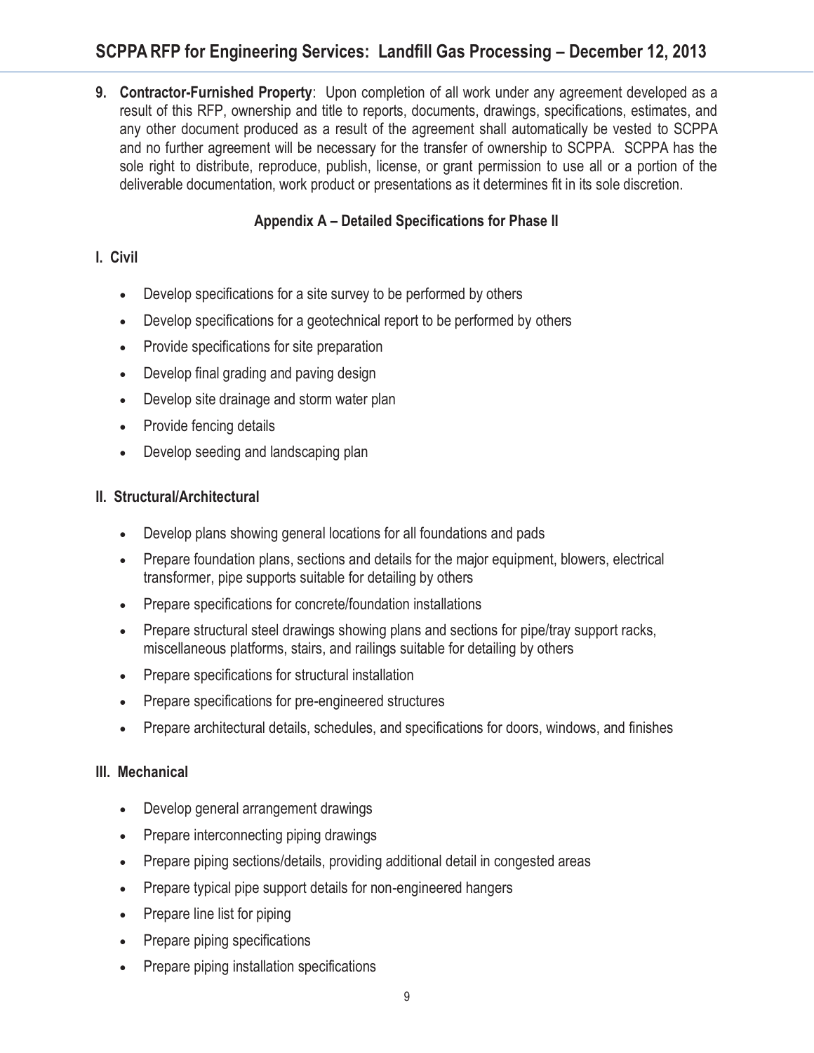9. **Contractor-Furnished Property**: Upon completion of all work under any agreement developed as a result of this RFP, ownership and title to reports, documents, drawings, specifications, estimates, and any other document produced as a result of the agreement shall automatically be vested to SCPPA and no further agreement will be necessary for the transfer of ownership to SCPPA. SCPPA has the sole right to distribute, reproduce, publish, license, or grant permission to use all or a portion of the deliverable documentation, work product or presentations as it determines fit in its sole discretion.

## Appendix A – Detailed Specifications for Phase II

### I. Civil

- Develop specifications for a site survey to be performed by others
- Develop specifications for a geotechnical report to be performed by others
- Provide specifications for site preparation
- Develop final grading and paving design
- Develop site drainage and storm water plan
- Provide fencing details
- Develop seeding and landscaping plan

### II. Structural/Architectural

- Develop plans showing general locations for all foundations and pads
- Prepare foundation plans, sections and details for the major equipment, blowers, electrical transformer, pipe supports suitable for detailing by others
- Prepare specifications for concrete/foundation installations
- Prepare structural steel drawings showing plans and sections for pipe/tray support racks, miscellaneous platforms, stairs, and railings suitable for detailing by others
- Prepare specifications for structural installation
- Prepare specifications for pre-engineered structures
- Prepare architectural details, schedules, and specifications for doors, windows, and finishes

### III. Mechanical

- Develop general arrangement drawings
- Prepare interconnecting piping drawings
- Prepare piping sections/details, providing additional detail in congested areas
- Prepare typical pipe support details for non-engineered hangers
- Prepare line list for piping
- Prepare piping specifications
- Prepare piping installation specifications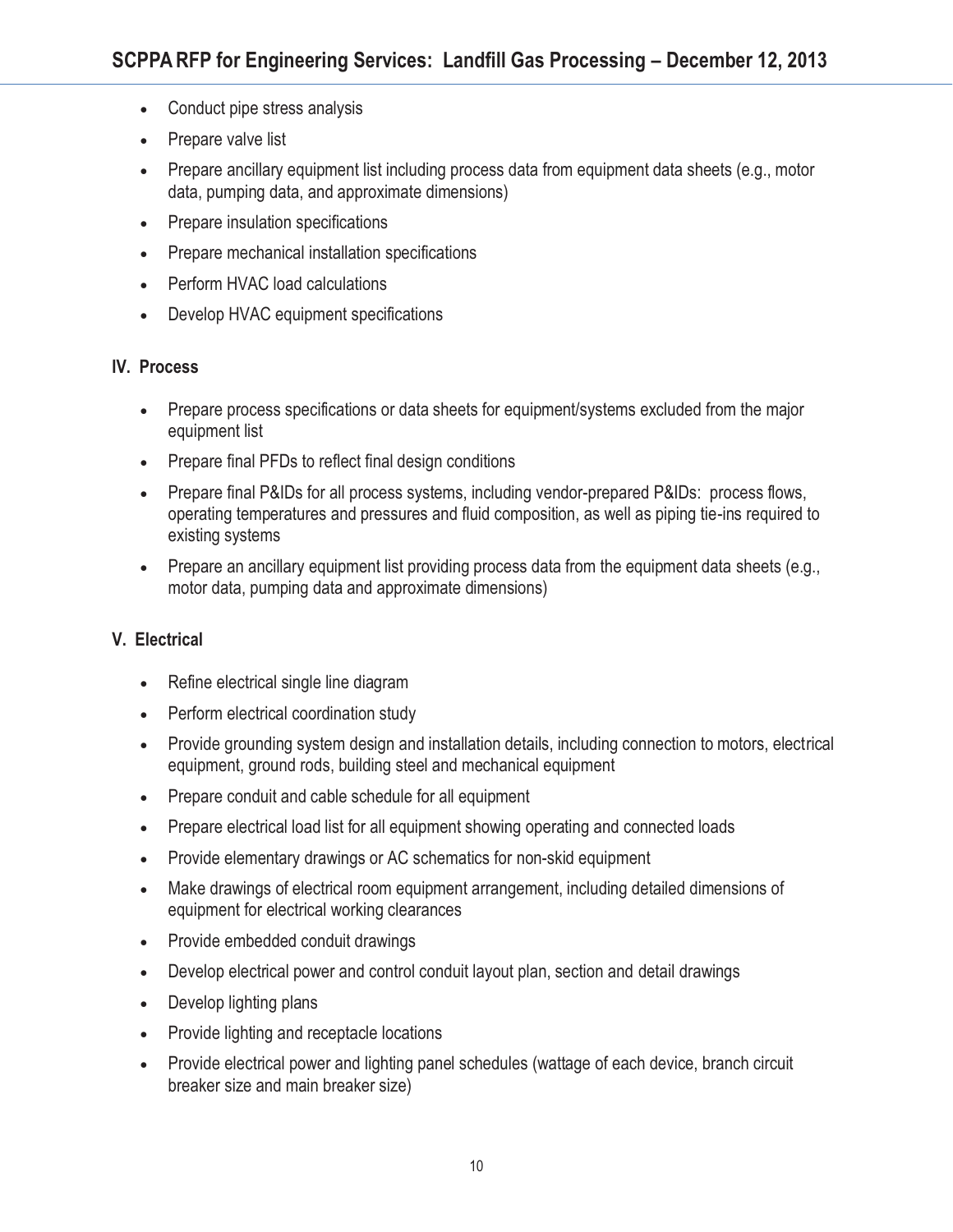- Conduct pipe stress analysis
- Prepare valve list
- Prepare ancillary equipment list including process data from equipment data sheets (e.g., motor data, pumping data, and approximate dimensions)
- Prepare insulation specifications
- Prepare mechanical installation specifications
- Perform HVAC load calculations
- Develop HVAC equipment specifications

**IV. Process**

- Prepare process specifications or data sheets for equipment/systems excluded from the major equipment list
- Prepare final PFDs to reflect final design conditions
- Prepare final P&IDs for all process systems, including vendor-prepared P&IDs: process flows, operating temperatures and pressures and fluid composition, as well as piping tie-ins required to existing systems
- Prepare an ancillary equipment list providing process data from the equipment data sheets (e.g., motor data, pumping data and approximate dimensions)

**V. Electrical**

- Refine electrical single line diagram
- Perform electrical coordination study
- Provide grounding system design and installation details, including connection to motors, electrical equipment, ground rods, building steel and mechanical equipment
- Prepare conduit and cable schedule for all equipment
- Prepare electrical load list for all equipment showing operating and connected loads
- Provide elementary drawings or AC schematics for non-skid equipment
- Make drawings of electrical room equipment arrangement, including detailed dimensions of equipment for electrical working clearances
- Provide embedded conduit drawings
- Develop electrical power and control conduit layout plan, section and detail drawings
- Develop lighting plans
- Provide lighting and receptacle locations
- Provide electrical power and lighting panel schedules (wattage of each device, branch circuit breaker size and main breaker size)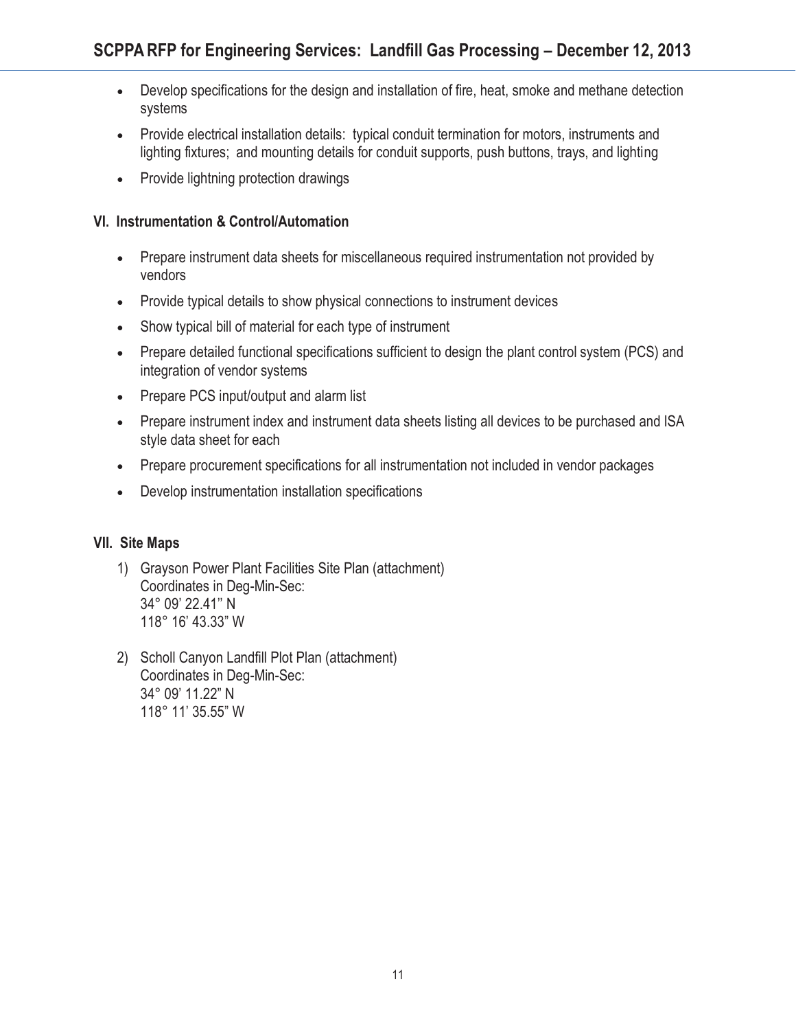- Develop specifications for the design and installation of fire, heat, smoke and methane detection systems
- Provide electrical installation details: typical conduit termination for motors, instruments and lighting fixtures; and mounting details for conduit supports, push buttons, trays, and lighting
- Provide lightning protection drawings

## VI. Instrumentation & Control/Automation

- Prepare instrument data sheets for miscellaneous required instrumentation not provided by vendors
- Provide typical details to show physical connections to instrument devices
- Show typical bill of material for each type of instrument
- Prepare detailed functional specifications sufficient to design the plant control system (PCS) and integration of vendor systems
- Prepare PCS input/output and alarm list
- Prepare instrument index and instrument data sheets listing all devices to be purchased and ISA style data sheet for each
- Prepare procurement specifications for all instrumentation not included in vendor packages
- Develop instrumentation installation specifications

## VII. Site Maps

1) Grayson Power Plant Facilities Site Plan (attachment)
   Coordinates in Deg-Min-Sec:
   34° 09' 22.41'' N
   118° 16' 43.33" W

2) Scholl Canyon Landfill Plot Plan (attachment)
   Coordinates in Deg-Min-Sec:
   34° 09' 11.22" N
   118° 11' 35.55" W